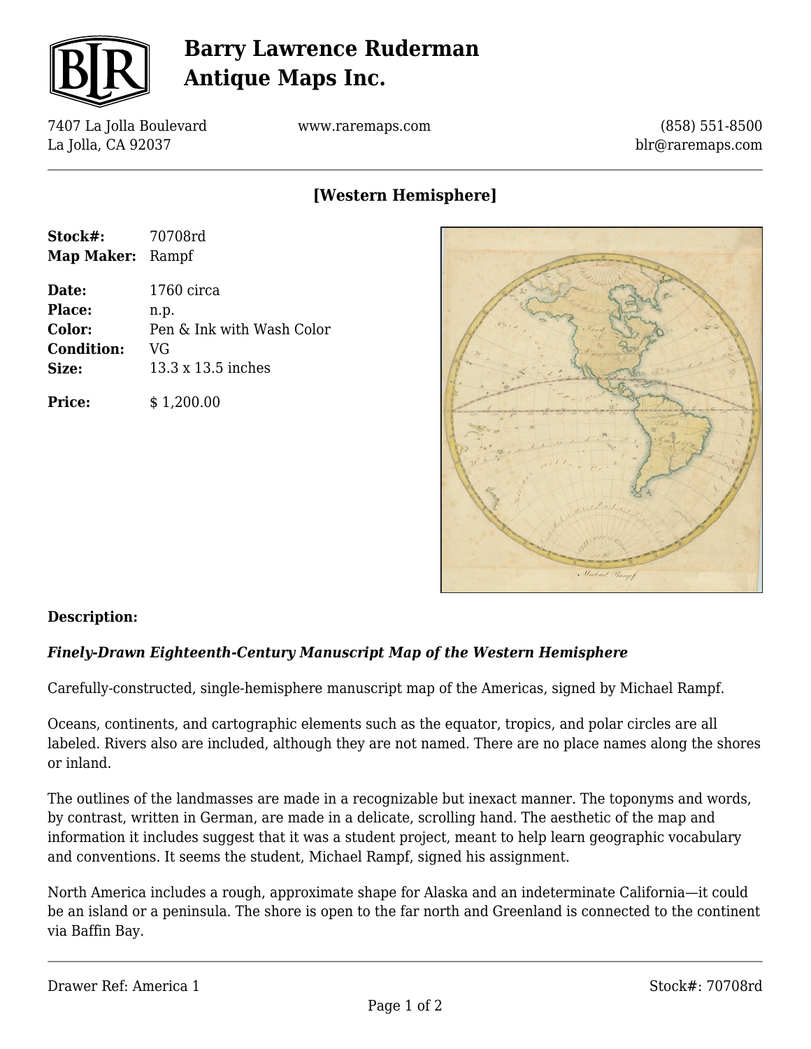# Barry Lawrence Ruderman Antique Maps Inc.

7407 La Jolla Boulevard
La Jolla, CA 92037

www.raremaps.com

(858) 551-8500
blr@raremaps.com

## [Western Hemisphere]

| | |
|---|---|
| **Stock#:** | 70708rd |
| **Map Maker:** | Rampf |
| **Date:** | 1760 circa |
| **Place:** | n.p. |
| **Color:** | Pen & Ink with Wash Color |
| **Condition:** | VG |
| **Size:** | 13.3 x 13.5 inches |
| **Price:** | $ 1,200.00 |

**Description:**

***Finely-Drawn Eighteenth-Century Manuscript Map of the Western Hemisphere***

Carefully-constructed, single-hemisphere manuscript map of the Americas, signed by Michael Rampf.

Oceans, continents, and cartographic elements such as the equator, tropics, and polar circles are all labeled. Rivers also are included, although they are not named. There are no place names along the shores or inland.

The outlines of the landmasses are made in a recognizable but inexact manner. The toponyms and words, by contrast, written in German, are made in a delicate, scrolling hand. The aesthetic of the map and information it includes suggest that it was a student project, meant to help learn geographic vocabulary and conventions. It seems the student, Michael Rampf, signed his assignment.

North America includes a rough, approximate shape for Alaska and an indeterminate California—it could be an island or a peninsula. The shore is open to the far north and Greenland is connected to the continent via Baffin Bay.

Drawer Ref: America 1

Stock#: 70708rd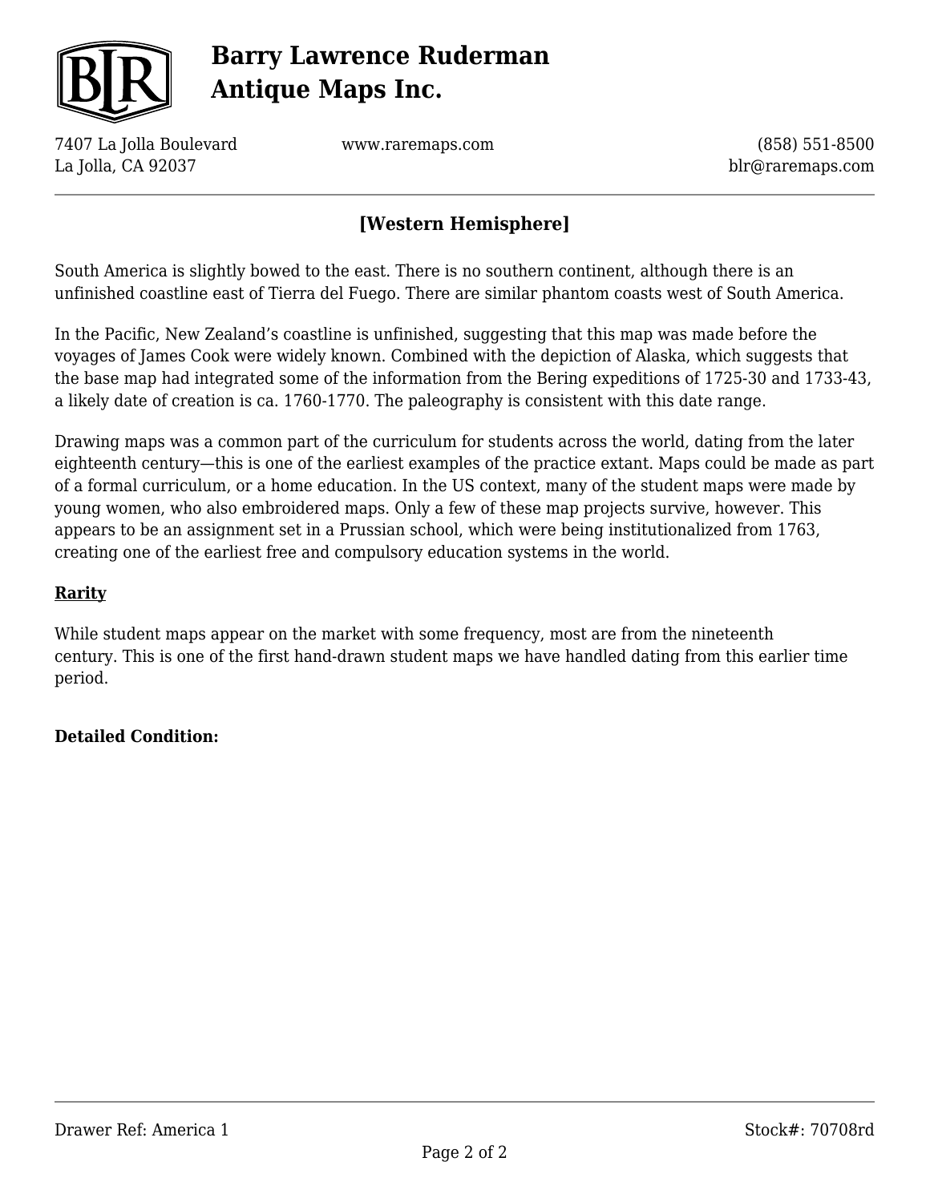## [Western Hemisphere]

South America is slightly bowed to the east. There is no southern continent, although there is an unfinished coastline east of Tierra del Fuego. There are similar phantom coasts west of South America.

In the Pacific, New Zealand's coastline is unfinished, suggesting that this map was made before the voyages of James Cook were widely known. Combined with the depiction of Alaska, which suggests that the base map had integrated some of the information from the Bering expeditions of 1725-30 and 1733-43, a likely date of creation is ca. 1760-1770. The paleography is consistent with this date range.

Drawing maps was a common part of the curriculum for students across the world, dating from the later eighteenth century—this is one of the earliest examples of the practice extant. Maps could be made as part of a formal curriculum, or a home education. In the US context, many of the student maps were made by young women, who also embroidered maps. Only a few of these map projects survive, however. This appears to be an assignment set in a Prussian school, which were being institutionalized from 1763, creating one of the earliest free and compulsory education systems in the world.

**Rarity**

While student maps appear on the market with some frequency, most are from the nineteenth century. This is one of the first hand-drawn student maps we have handled dating from this earlier time period.

**Detailed Condition:**

Drawer Ref: America 1

Stock#: 70708rd